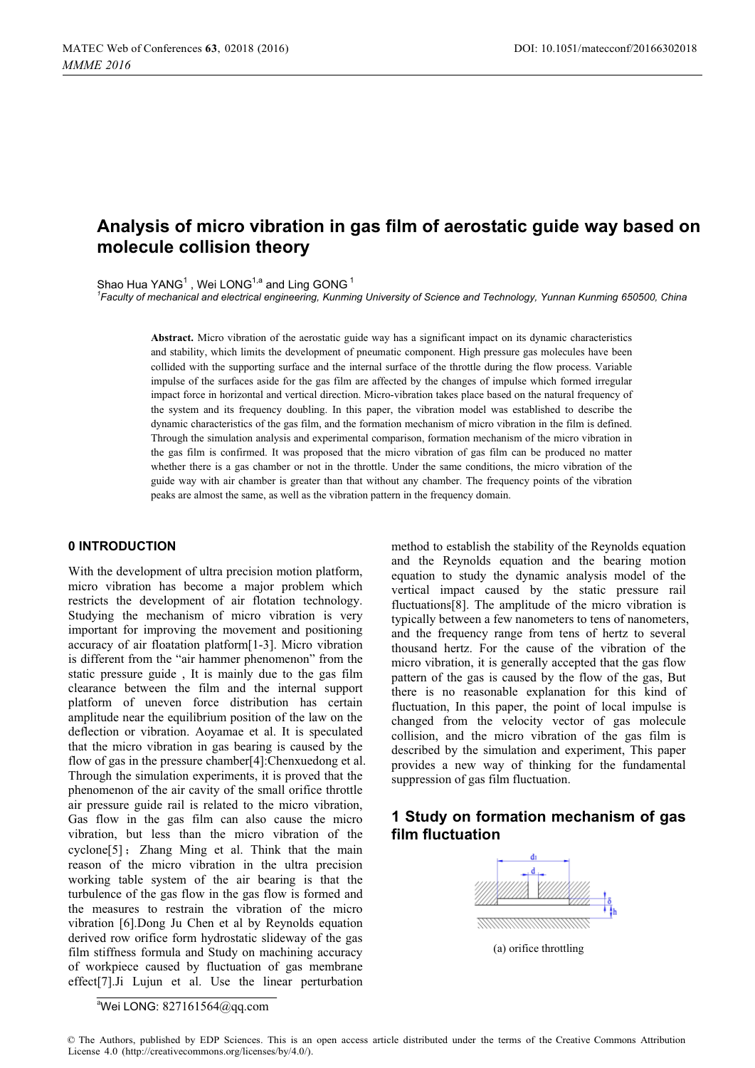# Analysis of micro vibration in gas film of aerostatic guide way based on molecule collision theory

Shao Hua YANG[1], Wei LONG[1,a] and Ling GONG[1]

[1]*Faculty of mechanical and electrical engineering, Kunming University of Science and Technology, Yunnan Kunming 650500, China*

**Abstract.** Micro vibration of the aerostatic guide way has a significant impact on its dynamic characteristics and stability, which limits the development of pneumatic component. High pressure gas molecules have been collided with the supporting surface and the internal surface of the throttle during the flow process. Variable impulse of the surfaces aside for the gas film are affected by the changes of impulse which formed irregular impact force in horizontal and vertical direction. Micro-vibration takes place based on the natural frequency of the system and its frequency doubling. In this paper, the vibration model was established to describe the dynamic characteristics of the gas film, and the formation mechanism of micro vibration in the film is defined. Through the simulation analysis and experimental comparison, formation mechanism of the micro vibration in the gas film is confirmed. It was proposed that the micro vibration of gas film can be produced no matter whether there is a gas chamber or not in the throttle. Under the same conditions, the micro vibration of the guide way with air chamber is greater than that without any chamber. The frequency points of the vibration peaks are almost the same, as well as the vibration pattern in the frequency domain.

## 0 INTRODUCTION

With the development of ultra precision motion platform, micro vibration has become a major problem which restricts the development of air flotation technology. Studying the mechanism of micro vibration is very important for improving the movement and positioning accuracy of air floatation platform[1-3]. Micro vibration is different from the "air hammer phenomenon" from the static pressure guide , It is mainly due to the gas film clearance between the film and the internal support platform of uneven force distribution has certain amplitude near the equilibrium position of the law on the deflection or vibration. Aoyamae et al. It is speculated that the micro vibration in gas bearing is caused by the flow of gas in the pressure chamber[4]:Chenxuedong et al. Through the simulation experiments, it is proved that the phenomenon of the air cavity of the small orifice throttle air pressure guide rail is related to the micro vibration, Gas flow in the gas film can also cause the micro vibration, but less than the micro vibration of the cyclone[5]；Zhang Ming et al. Think that the main reason of the micro vibration in the ultra precision working table system of the air bearing is that the turbulence of the gas flow in the gas flow is formed and the measures to restrain the vibration of the micro vibration [6].Dong Ju Chen et al by Reynolds equation derived row orifice form hydrostatic slideway of the gas film stiffness formula and Study on machining accuracy of workpiece caused by fluctuation of gas membrane effect[7].Ji Lujun et al. Use the linear perturbation method to establish the stability of the Reynolds equation and the Reynolds equation and the bearing motion equation to study the dynamic analysis model of the vertical impact caused by the static pressure rail fluctuations[8]. The amplitude of the micro vibration is typically between a few nanometers to tens of nanometers, and the frequency range from tens of hertz to several thousand hertz. For the cause of the vibration of the micro vibration, it is generally accepted that the gas flow pattern of the gas is caused by the flow of the gas, But there is no reasonable explanation for this kind of fluctuation, In this paper, the point of local impulse is changed from the velocity vector of gas molecule collision, and the micro vibration of the gas film is described by the simulation and experiment, This paper provides a new way of thinking for the fundamental suppression of gas film fluctuation.

## 1 Study on formation mechanism of gas film fluctuation

(a) orifice throttling

[a]Wei LONG: 827161564@qq.com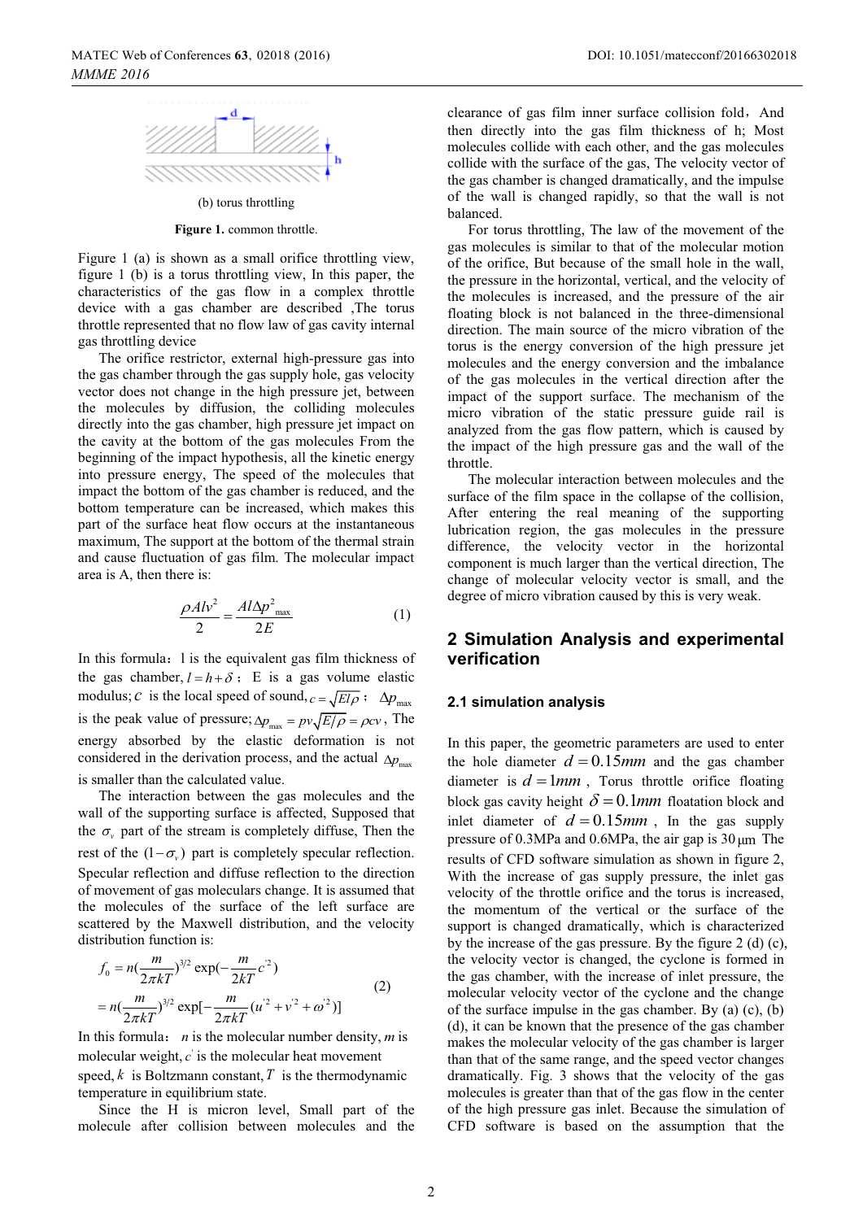(b) torus throttling

**Figure 1.** common throttle.

Figure 1 (a) is shown as a small orifice throttling view, figure 1 (b) is a torus throttling view, In this paper, the characteristics of the gas flow in a complex throttle device with a gas chamber are described ,The torus throttle represented that no flow law of gas cavity internal gas throttling device

The orifice restrictor, external high-pressure gas into the gas chamber through the gas supply hole, gas velocity vector does not change in the high pressure jet, between the molecules by diffusion, the colliding molecules directly into the gas chamber, high pressure jet impact on the cavity at the bottom of the gas molecules From the beginning of the impact hypothesis, all the kinetic energy into pressure energy, The speed of the molecules that impact the bottom of the gas chamber is reduced, and the bottom temperature can be increased, which makes this part of the surface heat flow occurs at the instantaneous maximum, The support at the bottom of the thermal strain and cause fluctuation of gas film. The molecular impact area is A, then there is:

$$\frac{\rho A l v^2}{2} = \frac{A l \Delta p^2_{\max}}{2E} \tag{1}$$

In this formula：l is the equivalent gas film thickness of the gas chamber, $l = h + \delta$； E is a gas volume elastic modulus; $c$ is the local speed of sound, $c = \sqrt{El\rho}$； $\Delta p_{\max}$ is the peak value of pressure; $\Delta p_{\max} = pv\sqrt{E/\rho} = \rho cv$, The energy absorbed by the elastic deformation is not considered in the derivation process, and the actual $\Delta p_{\max}$ is smaller than the calculated value.

The interaction between the gas molecules and the wall of the supporting surface is affected, Supposed that the $\sigma_v$ part of the stream is completely diffuse, Then the rest of the $(1-\sigma_v)$ part is completely specular reflection. Specular reflection and diffuse reflection to the direction of movement of gas moleculars change. It is assumed that the molecules of the surface of the left surface are scattered by the Maxwell distribution, and the velocity distribution function is:

$$\begin{aligned} f_0 &= n\left(\frac{m}{2\pi kT}\right)^{3/2} \exp\left(-\frac{m}{2kT}c'^2\right) \\ &= n\left(\frac{m}{2\pi kT}\right)^{3/2} \exp\left[-\frac{m}{2\pi kT}\left(u'^2 + v'^2 + \omega'^2\right)\right] \end{aligned} \tag{2}$$

In this formula： $n$ is the molecular number density, $m$ is molecular weight, $c'$ is the molecular heat movement speed, $k$ is Boltzmann constant, $T$ is the thermodynamic temperature in equilibrium state.

Since the H is micron level, Small part of the molecule after collision between molecules and the clearance of gas film inner surface collision fold，And then directly into the gas film thickness of h; Most molecules collide with each other, and the gas molecules collide with the surface of the gas, The velocity vector of the gas chamber is changed dramatically, and the impulse of the wall is changed rapidly, so that the wall is not balanced.

For torus throttling, The law of the movement of the gas molecules is similar to that of the molecular motion of the orifice, But because of the small hole in the wall, the pressure in the horizontal, vertical, and the velocity of the molecules is increased, and the pressure of the air floating block is not balanced in the three-dimensional direction. The main source of the micro vibration of the torus is the energy conversion of the high pressure jet molecules and the energy conversion and the imbalance of the gas molecules in the vertical direction after the impact of the support surface. The mechanism of the micro vibration of the static pressure guide rail is analyzed from the gas flow pattern, which is caused by the impact of the high pressure gas and the wall of the throttle.

The molecular interaction between molecules and the surface of the film space in the collapse of the collision, After entering the real meaning of the supporting lubrication region, the gas molecules in the pressure difference, the velocity vector in the horizontal component is much larger than the vertical direction, The change of molecular velocity vector is small, and the degree of micro vibration caused by this is very weak.

## 2 Simulation Analysis and experimental verification

### 2.1 simulation analysis

In this paper, the geometric parameters are used to enter the hole diameter $d = 0.15mm$ and the gas chamber diameter is $d = 1mm$, Torus throttle orifice floating block gas cavity height $\delta = 0.1mm$ floatation block and inlet diameter of $d = 0.15mm$, In the gas supply pressure of 0.3MPa and 0.6MPa, the air gap is 30 μm The results of CFD software simulation as shown in figure 2, With the increase of gas supply pressure, the inlet gas velocity of the throttle orifice and the torus is increased, the momentum of the vertical or the surface of the support is changed dramatically, which is characterized by the increase of the gas pressure. By the figure 2 (d) (c), the velocity vector is changed, the cyclone is formed in the gas chamber, with the increase of inlet pressure, the molecular velocity vector of the cyclone and the change of the surface impulse in the gas chamber. By (a) (c), (b) (d), it can be known that the presence of the gas chamber makes the molecular velocity of the gas chamber is larger than that of the same range, and the speed vector changes dramatically. Fig. 3 shows that the velocity of the gas molecules is greater than that of the gas flow in the center of the high pressure gas inlet. Because the simulation of CFD software is based on the assumption that the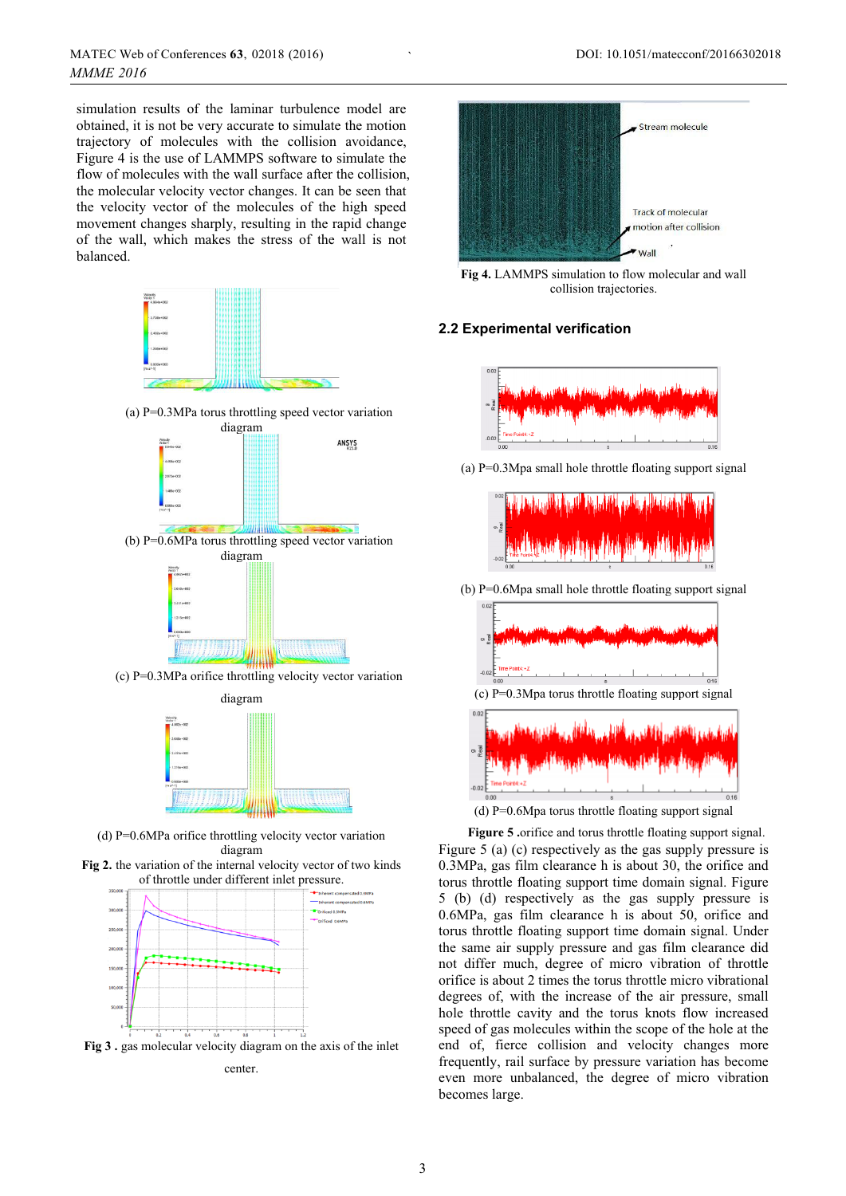simulation results of the laminar turbulence model are obtained, it is not be very accurate to simulate the motion trajectory of molecules with the collision avoidance, Figure 4 is the use of LAMMPS software to simulate the flow of molecules with the wall surface after the collision, the molecular velocity vector changes. It can be seen that the velocity vector of the molecules of the high speed movement changes sharply, resulting in the rapid change of the wall, which makes the stress of the wall is not balanced.

(a) P=0.3MPa torus throttling speed vector variation diagram

(b) P=0.6MPa torus throttling speed vector variation diagram

(c) P=0.3MPa orifice throttling velocity vector variation diagram

(d) P=0.6MPa orifice throttling velocity vector variation diagram

**Fig 2.** the variation of the internal velocity vector of two kinds of throttle under different inlet pressure.

**Fig 3 .** gas molecular velocity diagram on the axis of the inlet center.

**Fig 4.** LAMMPS simulation to flow molecular and wall collision trajectories.

## 2.2 Experimental verification

(a) P=0.3Mpa small hole throttle floating support signal

(b) P=0.6Mpa small hole throttle floating support signal

(c) P=0.3Mpa torus throttle floating support signal

(d) P=0.6Mpa torus throttle floating support signal

**Figure 5** .orifice and torus throttle floating support signal.

Figure 5 (a) (c) respectively as the gas supply pressure is 0.3MPa, gas film clearance h is about 30, the orifice and torus throttle floating support time domain signal. Figure 5 (b) (d) respectively as the gas supply pressure is 0.6MPa, gas film clearance h is about 50, orifice and torus throttle floating support time domain signal. Under the same air supply pressure and gas film clearance did not differ much, degree of micro vibration of throttle orifice is about 2 times the torus throttle micro vibrational degrees of, with the increase of the air pressure, small hole throttle cavity and the torus knots flow increased speed of gas molecules within the scope of the hole at the end of, fierce collision and velocity changes more frequently, rail surface by pressure variation has become even more unbalanced, the degree of micro vibration becomes large.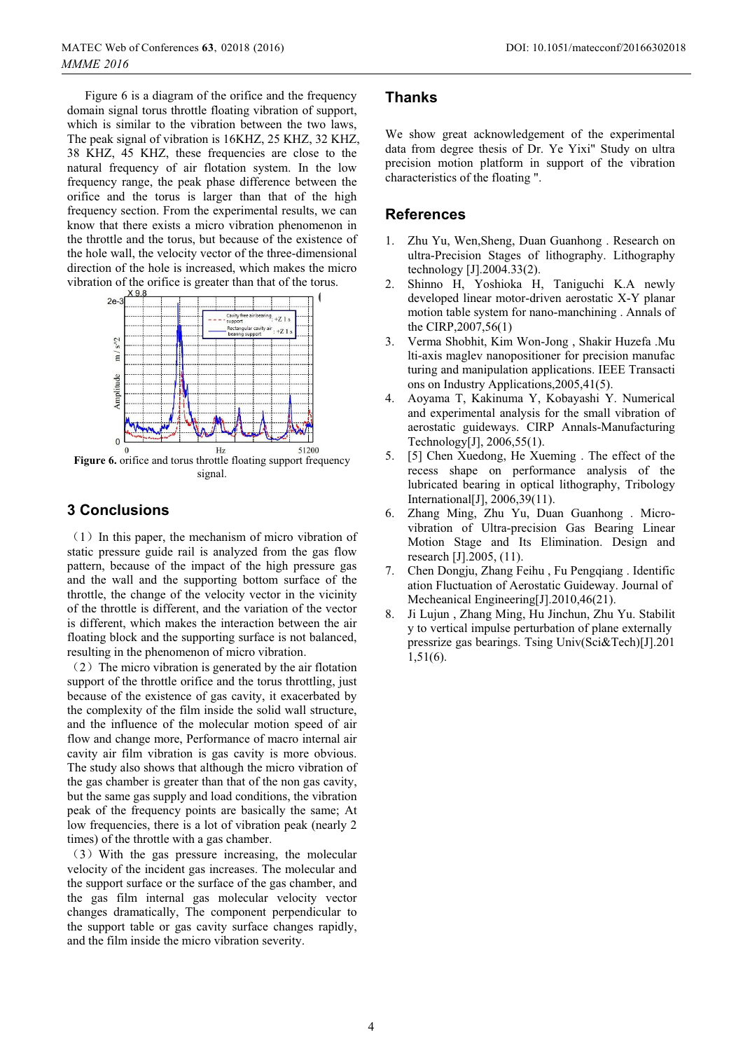Figure 6 is a diagram of the orifice and the frequency domain signal torus throttle floating vibration of support, which is similar to the vibration between the two laws, The peak signal of vibration is 16KHZ, 25 KHZ, 32 KHZ, 38 KHZ, 45 KHZ, these frequencies are close to the natural frequency of air flotation system. In the low frequency range, the peak phase difference between the orifice and the torus is larger than that of the high frequency section. From the experimental results, we can know that there exists a micro vibration phenomenon in the throttle and the torus, but because of the existence of the hole wall, the velocity vector of the three-dimensional direction of the hole is increased, which makes the micro vibration of the orifice is greater than that of the torus.

X 9.8
2e-3
0
m / s^2
Amplitude
0
Hz
51200
Cavity free air bearing support +Z 1 s
Rectangular cavity air bearing support +Z 1 s

**Figure 6.** orifice and torus throttle floating support frequency signal.

## 3 Conclusions

(1) In this paper, the mechanism of micro vibration of static pressure guide rail is analyzed from the gas flow pattern, because of the impact of the high pressure gas and the wall and the supporting bottom surface of the throttle, the change of the velocity vector in the vicinity of the throttle is different, and the variation of the vector is different, which makes the interaction between the air floating block and the supporting surface is not balanced, resulting in the phenomenon of micro vibration.

(2) The micro vibration is generated by the air flotation support of the throttle orifice and the torus throttling, just because of the existence of gas cavity, it exacerbated by the complexity of the film inside the solid wall structure, and the influence of the molecular motion speed of air flow and change more, Performance of macro internal air cavity air film vibration is gas cavity is more obvious. The study also shows that although the micro vibration of the gas chamber is greater than that of the non gas cavity, but the same gas supply and load conditions, the vibration peak of the frequency points are basically the same; At low frequencies, there is a lot of vibration peak (nearly 2 times) of the throttle with a gas chamber.

(3) With the gas pressure increasing, the molecular velocity of the incident gas increases. The molecular and the support surface or the surface of the gas chamber, and the gas film internal gas molecular velocity vector changes dramatically, The component perpendicular to the support table or gas cavity surface changes rapidly, and the film inside the micro vibration severity.

## Thanks

We show great acknowledgement of the experimental data from degree thesis of Dr. Ye Yixi" Study on ultra precision motion platform in support of the vibration characteristics of the floating ".

## References

1. Zhu Yu, Wen,Sheng, Duan Guanhong . Research on ultra-Precision Stages of lithography. Lithography technology [J].2004.33(2).
2. Shinno H, Yoshioka H, Taniguchi K.A newly developed linear motor-driven aerostatic X-Y planar motion table system for nano-manchining . Annals of the CIRP,2007,56(1)
3. Verma Shobhit, Kim Won-Jong , Shakir Huzefa .Mu lti-axis maglev nanopositioner for precision manufac turing and manipulation applications. IEEE Transacti ons on Industry Applications,2005,41(5).
4. Aoyama T, Kakinuma Y, Kobayashi Y. Numerical and experimental analysis for the small vibration of aerostatic guideways. CIRP Annals-Manufacturing Technology[J], 2006,55(1).
5. [5] Chen Xuedong, He Xueming . The effect of the recess shape on performance analysis of the lubricated bearing in optical lithography, Tribology International[J], 2006,39(11).
6. Zhang Ming, Zhu Yu, Duan Guanhong . Micro-vibration of Ultra-precision Gas Bearing Linear Motion Stage and Its Elimination. Design and research [J].2005, (11).
7. Chen Dongju, Zhang Feihu , Fu Pengqiang . Identific ation Fluctuation of Aerostatic Guideway. Journal of Mecheanical Engineering[J].2010,46(21).
8. Ji Lujun , Zhang Ming, Hu Jinchun, Zhu Yu. Stabilit y to vertical impulse perturbation of plane externally pressrize gas bearings. Tsing Univ(Sci&Tech)[J].201 1,51(6).